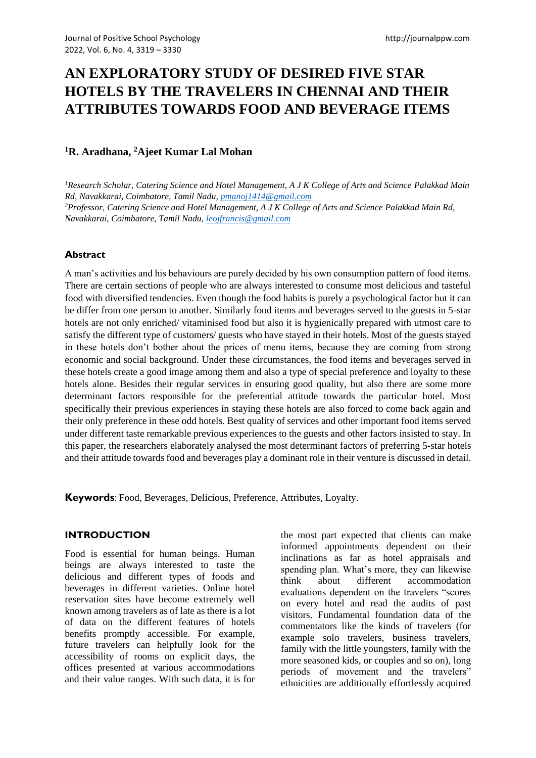# AN EXPLORATORY STUDY OF DESIRED FIVE STAR HOTELS BY THE TRAVELERS IN CHENNAI AND THEIR ATTRIBUTES TOWARDS FOOD AND BEVERAGE ITEMS

**[1]R. Aradhana, [2]Ajeet Kumar Lal Mohan**

*[1]Research Scholar, Catering Science and Hotel Management, A J K College of Arts and Science Palakkad Main Rd, Navakkarai, Coimbatore, Tamil Nadu, pmanoj1414@gmail.com*
*[2]Professor, Catering Science and Hotel Management, A J K College of Arts and Science Palakkad Main Rd, Navakkarai, Coimbatore, Tamil Nadu, leojfrancis@gmail.com*

## Abstract

A man's activities and his behaviours are purely decided by his own consumption pattern of food items. There are certain sections of people who are always interested to consume most delicious and tasteful food with diversified tendencies. Even though the food habits is purely a psychological factor but it can be differ from one person to another. Similarly food items and beverages served to the guests in 5-star hotels are not only enriched/ vitaminised food but also it is hygienically prepared with utmost care to satisfy the different type of customers/ guests who have stayed in their hotels. Most of the guests stayed in these hotels don't bother about the prices of menu items, because they are coming from strong economic and social background. Under these circumstances, the food items and beverages served in these hotels create a good image among them and also a type of special preference and loyalty to these hotels alone. Besides their regular services in ensuring good quality, but also there are some more determinant factors responsible for the preferential attitude towards the particular hotel. Most specifically their previous experiences in staying these hotels are also forced to come back again and their only preference in these odd hotels. Best quality of services and other important food items served under different taste remarkable previous experiences to the guests and other factors insisted to stay. In this paper, the researchers elaborately analysed the most determinant factors of preferring 5-star hotels and their attitude towards food and beverages play a dominant role in their venture is discussed in detail.

**Keywords**: Food, Beverages, Delicious, Preference, Attributes, Loyalty.

## INTRODUCTION

Food is essential for human beings. Human beings are always interested to taste the delicious and different types of foods and beverages in different varieties. Online hotel reservation sites have become extremely well known among travelers as of late as there is a lot of data on the different features of hotels benefits promptly accessible. For example, future travelers can helpfully look for the accessibility of rooms on explicit days, the offices presented at various accommodations and their value ranges. With such data, it is for the most part expected that clients can make informed appointments dependent on their inclinations as far as hotel appraisals and spending plan. What's more, they can likewise think about different accommodation evaluations dependent on the travelers "scores on every hotel and read the audits of past visitors. Fundamental foundation data of the commentators like the kinds of travelers (for example solo travelers, business travelers, family with the little youngsters, family with the more seasoned kids, or couples and so on), long periods of movement and the travelers" ethnicities are additionally effortlessly acquired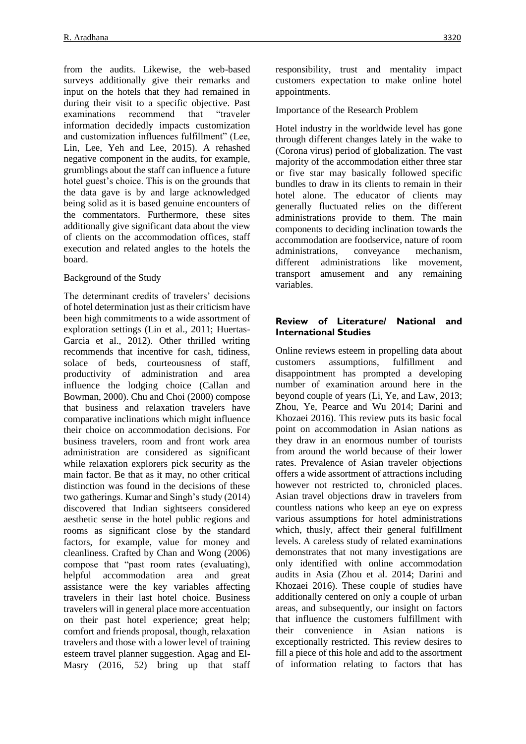from the audits. Likewise, the web-based surveys additionally give their remarks and input on the hotels that they had remained in during their visit to a specific objective. Past examinations recommend that "traveler information decidedly impacts customization and customization influences fulfillment" (Lee, Lin, Lee, Yeh and Lee, 2015). A rehashed negative component in the audits, for example, grumblings about the staff can influence a future hotel guest's choice. This is on the grounds that the data gave is by and large acknowledged being solid as it is based genuine encounters of the commentators. Furthermore, these sites additionally give significant data about the view of clients on the accommodation offices, staff execution and related angles to the hotels the board.

Background of the Study

The determinant credits of travelers' decisions of hotel determination just as their criticism have been high commitments to a wide assortment of exploration settings (Lin et al., 2011; Huertas-Garcia et al., 2012). Other thrilled writing recommends that incentive for cash, tidiness, solace of beds, courteousness of staff, productivity of administration and area influence the lodging choice (Callan and Bowman, 2000). Chu and Choi (2000) compose that business and relaxation travelers have comparative inclinations which might influence their choice on accommodation decisions. For business travelers, room and front work area administration are considered as significant while relaxation explorers pick security as the main factor. Be that as it may, no other critical distinction was found in the decisions of these two gatherings. Kumar and Singh's study (2014) discovered that Indian sightseers considered aesthetic sense in the hotel public regions and rooms as significant close by the standard factors, for example, value for money and cleanliness. Crafted by Chan and Wong (2006) compose that "past room rates (evaluating), helpful accommodation area and great assistance were the key variables affecting travelers in their last hotel choice. Business travelers will in general place more accentuation on their past hotel experience; great help; comfort and friends proposal, though, relaxation travelers and those with a lower level of training esteem travel planner suggestion. Agag and El-Masry (2016, 52) bring up that staff responsibility, trust and mentality impact customers expectation to make online hotel appointments.

Importance of the Research Problem

Hotel industry in the worldwide level has gone through different changes lately in the wake to (Corona virus) period of globalization. The vast majority of the accommodation either three star or five star may basically followed specific bundles to draw in its clients to remain in their hotel alone. The educator of clients may generally fluctuated relies on the different administrations provide to them. The main components to deciding inclination towards the accommodation are foodservice, nature of room administrations, conveyance mechanism, different administrations like movement, transport amusement and any remaining variables.

## Review of Literature/ National and International Studies

Online reviews esteem in propelling data about customers assumptions, fulfillment and disappointment has prompted a developing number of examination around here in the beyond couple of years (Li, Ye, and Law, 2013; Zhou, Ye, Pearce and Wu 2014; Darini and Khozaei 2016). This review puts its basic focal point on accommodation in Asian nations as they draw in an enormous number of tourists from around the world because of their lower rates. Prevalence of Asian traveler objections offers a wide assortment of attractions including however not restricted to, chronicled places. Asian travel objections draw in travelers from countless nations who keep an eye on express various assumptions for hotel administrations which, thusly, affect their general fulfillment levels. A careless study of related examinations demonstrates that not many investigations are only identified with online accommodation audits in Asia (Zhou et al. 2014; Darini and Khozaei 2016). These couple of studies have additionally centered on only a couple of urban areas, and subsequently, our insight on factors that influence the customers fulfillment with their convenience in Asian nations is exceptionally restricted. This review desires to fill a piece of this hole and add to the assortment of information relating to factors that has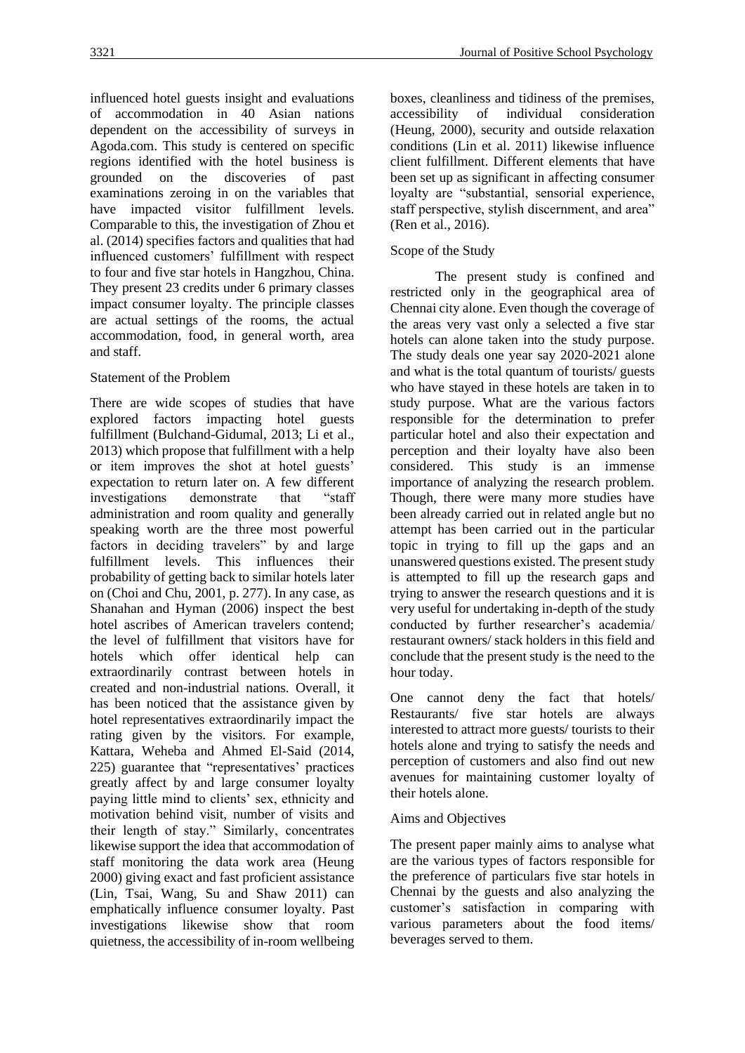influenced hotel guests insight and evaluations of accommodation in 40 Asian nations dependent on the accessibility of surveys in Agoda.com. This study is centered on specific regions identified with the hotel business is grounded on the discoveries of past examinations zeroing in on the variables that have impacted visitor fulfillment levels. Comparable to this, the investigation of Zhou et al. (2014) specifies factors and qualities that had influenced customers' fulfillment with respect to four and five star hotels in Hangzhou, China. They present 23 credits under 6 primary classes impact consumer loyalty. The principle classes are actual settings of the rooms, the actual accommodation, food, in general worth, area and staff.

## Statement of the Problem

There are wide scopes of studies that have explored factors impacting hotel guests fulfillment (Bulchand-Gidumal, 2013; Li et al., 2013) which propose that fulfillment with a help or item improves the shot at hotel guests' expectation to return later on. A few different investigations demonstrate that "staff administration and room quality and generally speaking worth are the three most powerful factors in deciding travelers" by and large fulfillment levels. This influences their probability of getting back to similar hotels later on (Choi and Chu, 2001, p. 277). In any case, as Shanahan and Hyman (2006) inspect the best hotel ascribes of American travelers contend; the level of fulfillment that visitors have for hotels which offer identical help can extraordinarily contrast between hotels in created and non-industrial nations. Overall, it has been noticed that the assistance given by hotel representatives extraordinarily impact the rating given by the visitors. For example, Kattara, Weheba and Ahmed El-Said (2014, 225) guarantee that "representatives' practices greatly affect by and large consumer loyalty paying little mind to clients' sex, ethnicity and motivation behind visit, number of visits and their length of stay." Similarly, concentrates likewise support the idea that accommodation of staff monitoring the data work area (Heung 2000) giving exact and fast proficient assistance (Lin, Tsai, Wang, Su and Shaw 2011) can emphatically influence consumer loyalty. Past investigations likewise show that room quietness, the accessibility of in-room wellbeing boxes, cleanliness and tidiness of the premises, accessibility of individual consideration (Heung, 2000), security and outside relaxation conditions (Lin et al. 2011) likewise influence client fulfillment. Different elements that have been set up as significant in affecting consumer loyalty are "substantial, sensorial experience, staff perspective, stylish discernment, and area" (Ren et al., 2016).

## Scope of the Study

The present study is confined and restricted only in the geographical area of Chennai city alone. Even though the coverage of the areas very vast only a selected a five star hotels can alone taken into the study purpose. The study deals one year say 2020-2021 alone and what is the total quantum of tourists/ guests who have stayed in these hotels are taken in to study purpose. What are the various factors responsible for the determination to prefer particular hotel and also their expectation and perception and their loyalty have also been considered. This study is an immense importance of analyzing the research problem. Though, there were many more studies have been already carried out in related angle but no attempt has been carried out in the particular topic in trying to fill up the gaps and an unanswered questions existed. The present study is attempted to fill up the research gaps and trying to answer the research questions and it is very useful for undertaking in-depth of the study conducted by further researcher's academia/ restaurant owners/ stack holders in this field and conclude that the present study is the need to the hour today.

One cannot deny the fact that hotels/ Restaurants/ five star hotels are always interested to attract more guests/ tourists to their hotels alone and trying to satisfy the needs and perception of customers and also find out new avenues for maintaining customer loyalty of their hotels alone.

## Aims and Objectives

The present paper mainly aims to analyse what are the various types of factors responsible for the preference of particulars five star hotels in Chennai by the guests and also analyzing the customer's satisfaction in comparing with various parameters about the food items/ beverages served to them.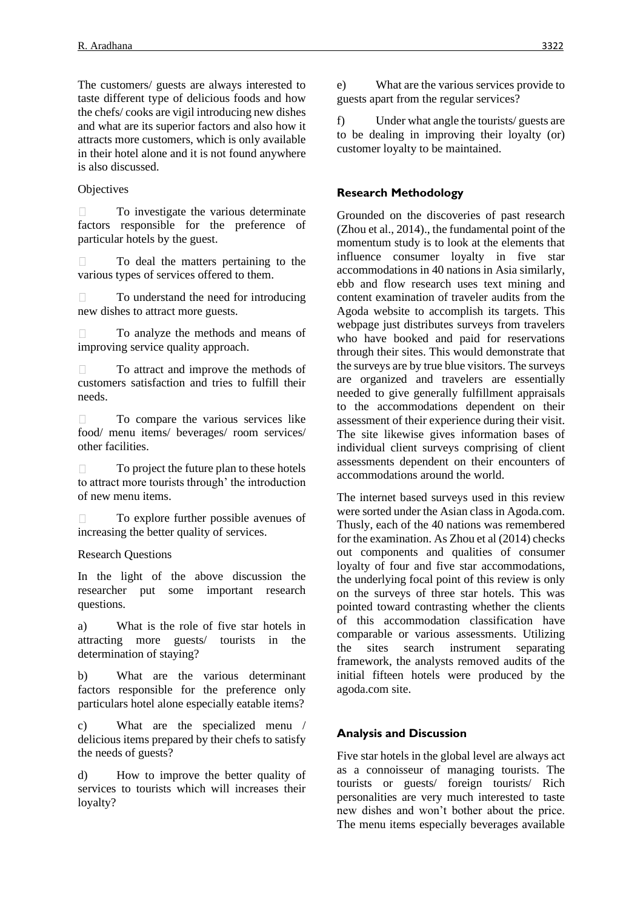The customers/ guests are always interested to taste different type of delicious foods and how the chefs/ cooks are vigil introducing new dishes and what are its superior factors and also how it attracts more customers, which is only available in their hotel alone and it is not found anywhere is also discussed.

Objectives

- To investigate the various determinate factors responsible for the preference of particular hotels by the guest.
- To deal the matters pertaining to the various types of services offered to them.
- To understand the need for introducing new dishes to attract more guests.
- To analyze the methods and means of improving service quality approach.
- To attract and improve the methods of customers satisfaction and tries to fulfill their needs.
- To compare the various services like food/ menu items/ beverages/ room services/ other facilities.
- To project the future plan to these hotels to attract more tourists through' the introduction of new menu items.
- To explore further possible avenues of increasing the better quality of services.

Research Questions

In the light of the above discussion the researcher put some important research questions.

a) What is the role of five star hotels in attracting more guests/ tourists in the determination of staying?

b) What are the various determinant factors responsible for the preference only particulars hotel alone especially eatable items?

c) What are the specialized menu / delicious items prepared by their chefs to satisfy the needs of guests?

d) How to improve the better quality of services to tourists which will increases their loyalty?

e) What are the various services provide to guests apart from the regular services?

f) Under what angle the tourists/ guests are to be dealing in improving their loyalty (or) customer loyalty to be maintained.

## Research Methodology

Grounded on the discoveries of past research (Zhou et al., 2014)., the fundamental point of the momentum study is to look at the elements that influence consumer loyalty in five star accommodations in 40 nations in Asia similarly, ebb and flow research uses text mining and content examination of traveler audits from the Agoda website to accomplish its targets. This webpage just distributes surveys from travelers who have booked and paid for reservations through their sites. This would demonstrate that the surveys are by true blue visitors. The surveys are organized and travelers are essentially needed to give generally fulfillment appraisals to the accommodations dependent on their assessment of their experience during their visit. The site likewise gives information bases of individual client surveys comprising of client assessments dependent on their encounters of accommodations around the world.

The internet based surveys used in this review were sorted under the Asian class in Agoda.com. Thusly, each of the 40 nations was remembered for the examination. As Zhou et al (2014) checks out components and qualities of consumer loyalty of four and five star accommodations, the underlying focal point of this review is only on the surveys of three star hotels. This was pointed toward contrasting whether the clients of this accommodation classification have comparable or various assessments. Utilizing the sites search instrument separating framework, the analysts removed audits of the initial fifteen hotels were produced by the agoda.com site.

## Analysis and Discussion

Five star hotels in the global level are always act as a connoisseur of managing tourists. The tourists or guests/ foreign tourists/ Rich personalities are very much interested to taste new dishes and won't bother about the price. The menu items especially beverages available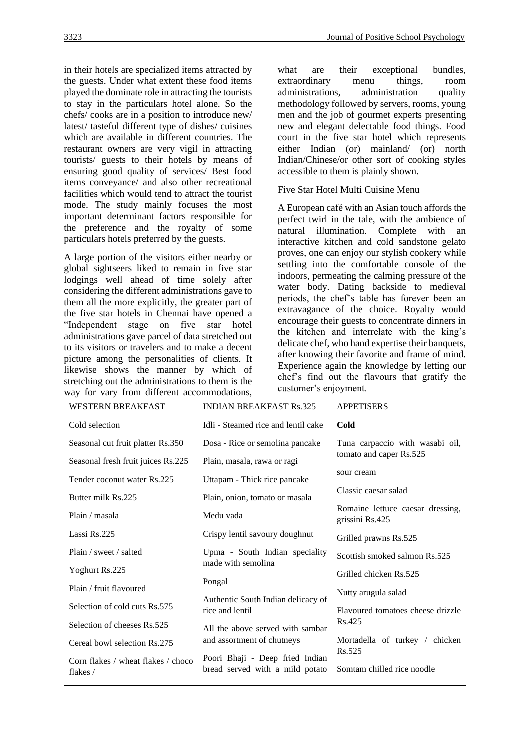in their hotels are specialized items attracted by the guests. Under what extent these food items played the dominate role in attracting the tourists to stay in the particulars hotel alone. So the chefs/ cooks are in a position to introduce new/ latest/ tasteful different type of dishes/ cuisines which are available in different countries. The restaurant owners are very vigil in attracting tourists/ guests to their hotels by means of ensuring good quality of services/ Best food items conveyance/ and also other recreational facilities which would tend to attract the tourist mode. The study mainly focuses the most important determinant factors responsible for the preference and the royalty of some particulars hotels preferred by the guests.

A large portion of the visitors either nearby or global sightseers liked to remain in five star lodgings well ahead of time solely after considering the different administrations gave to them all the more explicitly, the greater part of the five star hotels in Chennai have opened a "Independent stage on five star hotel administrations gave parcel of data stretched out to its visitors or travelers and to make a decent picture among the personalities of clients. It likewise shows the manner by which of stretching out the administrations to them is the way for vary from different accommodations, what are their exceptional bundles, extraordinary menu things, room administrations, administration quality methodology followed by servers, rooms, young men and the job of gourmet experts presenting new and elegant delectable food things. Food court in the five star hotel which represents either Indian (or) mainland/ (or) north Indian/Chinese/or other sort of cooking styles accessible to them is plainly shown.

Five Star Hotel Multi Cuisine Menu

A European café with an Asian touch affords the perfect twirl in the tale, with the ambience of natural illumination. Complete with an interactive kitchen and cold sandstone gelato proves, one can enjoy our stylish cookery while settling into the comfortable console of the indoors, permeating the calming pressure of the water body. Dating backside to medieval periods, the chef's table has forever been an extravagance of the choice. Royalty would encourage their guests to concentrate dinners in the kitchen and interrelate with the king's delicate chef, who hand expertise their banquets, after knowing their favorite and frame of mind. Experience again the knowledge by letting our chef's find out the flavours that gratify the customer's enjoyment.

| WESTERN BREAKFAST | INDIAN BREAKFAST Rs.325 | APPETISERS |
|---|---|---|
| Cold selection | Idli - Steamed rice and lentil cake | **Cold** |
| Seasonal cut fruit platter Rs.350 | Dosa - Rice or semolina pancake | Tuna carpaccio with wasabi oil, tomato and caper Rs.525 |
| Seasonal fresh fruit juices Rs.225 | Plain, masala, rawa or ragi | sour cream |
| Tender coconut water Rs.225 | Uttapam - Thick rice pancake | Classic caesar salad |
| Butter milk Rs.225 | Plain, onion, tomato or masala | Romaine lettuce caesar dressing, grissini Rs.425 |
| Plain / masala | Medu vada | Grilled prawns Rs.525 |
| Lassi Rs.225 | Crispy lentil savoury doughnut | Scottish smoked salmon Rs.525 |
| Plain / sweet / salted | Upma - South Indian speciality made with semolina | Grilled chicken Rs.525 |
| Yoghurt Rs.225 | Pongal | Nutty arugula salad |
| Plain / fruit flavoured | Authentic South Indian delicacy of rice and lentil | Flavoured tomatoes cheese drizzle Rs.425 |
| Selection of cold cuts Rs.575 | All the above served with sambar and assortment of chutneys | Mortadella of turkey / chicken Rs.525 |
| Selection of cheeses Rs.525 | Poori Bhaji - Deep fried Indian bread served with a mild potato | Somtam chilled rice noodle |
| Cereal bowl selection Rs.275 | | |
| Corn flakes / wheat flakes / choco flakes / | | |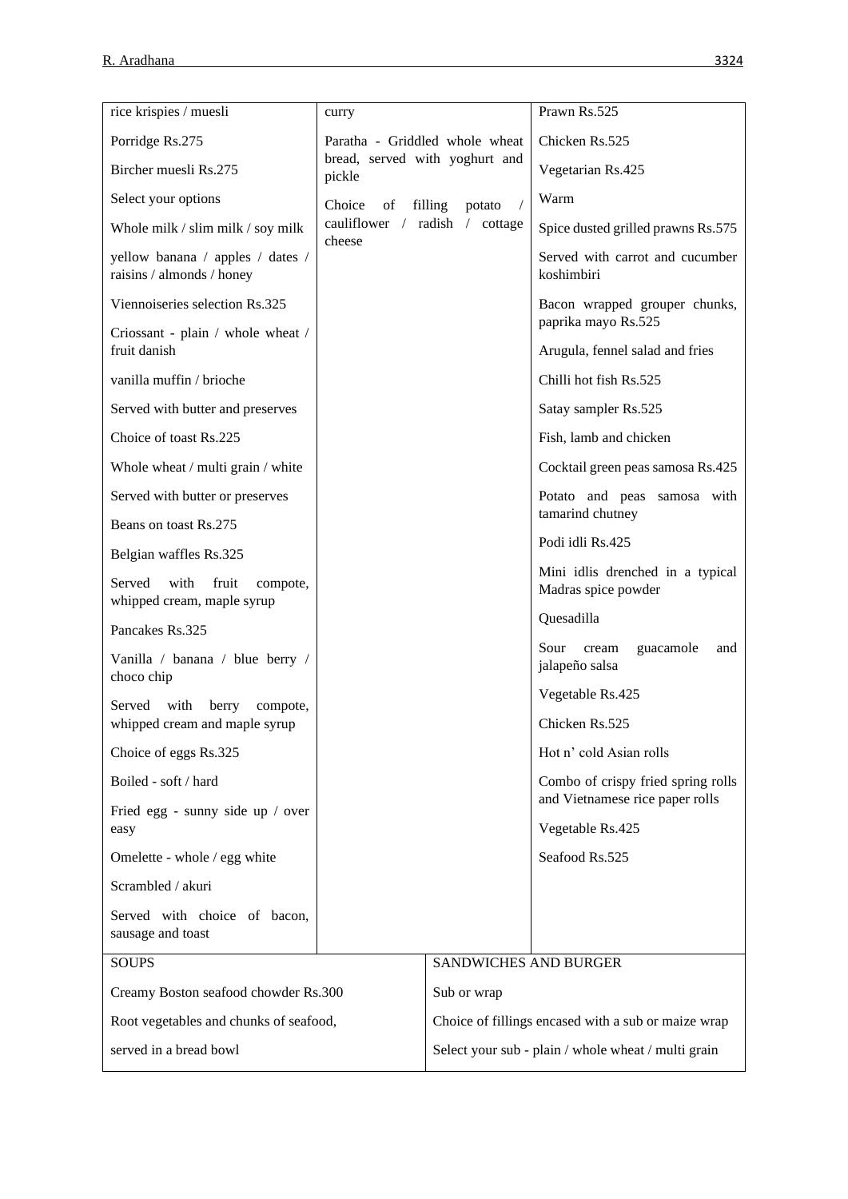| | | |
|---|---|---|
| rice krispies / muesli<br>Porridge Rs.275<br>Bircher muesli Rs.275<br>Select your options<br>Whole milk / slim milk / soy milk<br>yellow banana / apples / dates / raisins / almonds / honey<br>Viennoiseries selection Rs.325<br>Criossant - plain / whole wheat / fruit danish<br>vanilla muffin / brioche<br>Served with butter and preserves<br>Choice of toast Rs.225<br>Whole wheat / multi grain / white<br>Served with butter or preserves<br>Beans on toast Rs.275<br>Belgian waffles Rs.325<br>Served with fruit compote, whipped cream, maple syrup<br>Pancakes Rs.325<br>Vanilla / banana / blue berry / choco chip<br>Served with berry compote, whipped cream and maple syrup<br>Choice of eggs Rs.325<br>Boiled - soft / hard<br>Fried egg - sunny side up / over easy<br>Omelette - whole / egg white<br>Scrambled / akuri<br>Served with choice of bacon, sausage and toast | curry<br>Paratha - Griddled whole wheat bread, served with yoghurt and pickle<br>Choice of filling potato / cauliflower / radish / cottage cheese | Prawn Rs.525<br>Chicken Rs.525<br>Vegetarian Rs.425<br>Warm<br>Spice dusted grilled prawns Rs.575<br>Served with carrot and cucumber koshimbiri<br>Bacon wrapped grouper chunks, paprika mayo Rs.525<br>Arugula, fennel salad and fries<br>Chilli hot fish Rs.525<br>Satay sampler Rs.525<br>Fish, lamb and chicken<br>Cocktail green peas samosa Rs.425<br>Potato and peas samosa with tamarind chutney<br>Podi idli Rs.425<br>Mini idlis drenched in a typical Madras spice powder<br>Quesadilla<br>Sour cream guacamole and jalapeño salsa<br>Vegetable Rs.425<br>Chicken Rs.525<br>Hot n' cold Asian rolls<br>Combo of crispy fried spring rolls and Vietnamese rice paper rolls<br>Vegetable Rs.425<br>Seafood Rs.525 |

| SOUPS | SANDWICHES AND BURGER |
|---|---|
| Creamy Boston seafood chowder Rs.300 | Sub or wrap |
| Root vegetables and chunks of seafood, | Choice of fillings encased with a sub or maize wrap |
| served in a bread bowl | Select your sub - plain / whole wheat / multi grain |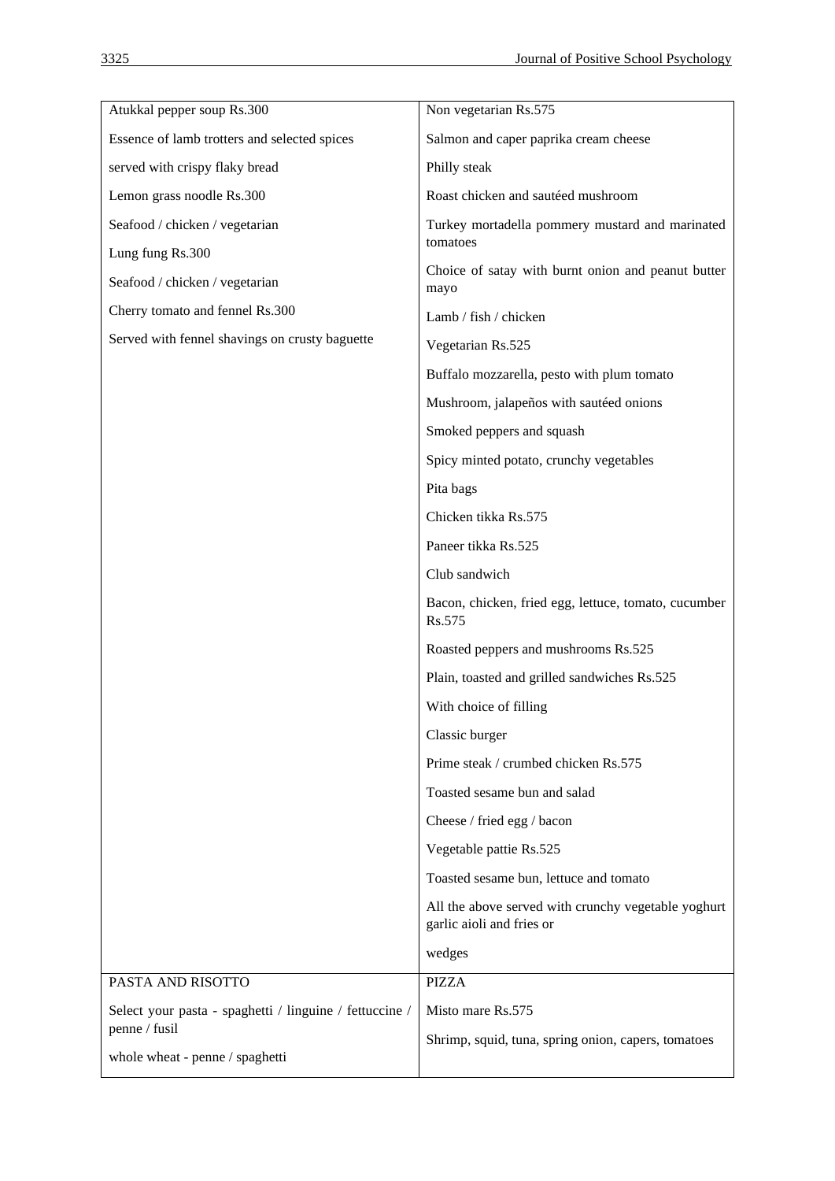| | |
|---|---|
| Atukkal pepper soup Rs.300<br>Essence of lamb trotters and selected spices<br>served with crispy flaky bread<br>Lemon grass noodle Rs.300<br>Seafood / chicken / vegetarian<br>Lung fung Rs.300<br>Seafood / chicken / vegetarian<br>Cherry tomato and fennel Rs.300<br>Served with fennel shavings on crusty baguette | Non vegetarian Rs.575<br>Salmon and caper paprika cream cheese<br>Philly steak<br>Roast chicken and sautéed mushroom<br>Turkey mortadella pommery mustard and marinated tomatoes<br>Choice of satay with burnt onion and peanut butter mayo<br>Lamb / fish / chicken<br>Vegetarian Rs.525<br>Buffalo mozzarella, pesto with plum tomato<br>Mushroom, jalapeños with sautéed onions<br>Smoked peppers and squash<br>Spicy minted potato, crunchy vegetables<br>Pita bags<br>Chicken tikka Rs.575<br>Paneer tikka Rs.525<br>Club sandwich<br>Bacon, chicken, fried egg, lettuce, tomato, cucumber Rs.575<br>Roasted peppers and mushrooms Rs.525<br>Plain, toasted and grilled sandwiches Rs.525<br>With choice of filling<br>Classic burger<br>Prime steak / crumbed chicken Rs.575<br>Toasted sesame bun and salad<br>Cheese / fried egg / bacon<br>Vegetable pattie Rs.525<br>Toasted sesame bun, lettuce and tomato<br>All the above served with crunchy vegetable yoghurt garlic aioli and fries or<br>wedges |
| PASTA AND RISOTTO | PIZZA |
| Select your pasta - spaghetti / linguine / fettuccine / penne / fusil<br>whole wheat - penne / spaghetti | Misto mare Rs.575<br>Shrimp, squid, tuna, spring onion, capers, tomatoes |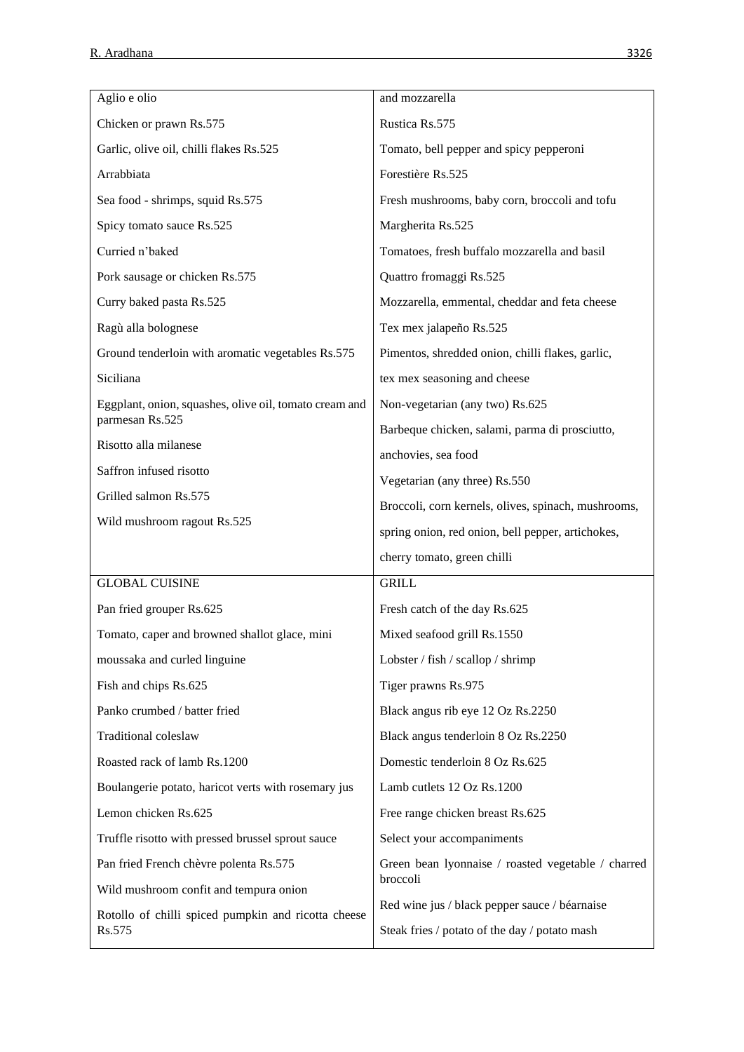| | |
|---|---|
| Aglio e olio | and mozzarella |
| Chicken or prawn Rs.575 | Rustica Rs.575 |
| Garlic, olive oil, chilli flakes Rs.525 | Tomato, bell pepper and spicy pepperoni |
| Arrabbiata | Forestière Rs.525 |
| Sea food - shrimps, squid Rs.575 | Fresh mushrooms, baby corn, broccoli and tofu |
| Spicy tomato sauce Rs.525 | Margherita Rs.525 |
| Curried n'baked | Tomatoes, fresh buffalo mozzarella and basil |
| Pork sausage or chicken Rs.575 | Quattro fromaggi Rs.525 |
| Curry baked pasta Rs.525 | Mozzarella, emmental, cheddar and feta cheese |
| Ragù alla bolognese | Tex mex jalapeño Rs.525 |
| Ground tenderloin with aromatic vegetables Rs.575 | Pimentos, shredded onion, chilli flakes, garlic, |
| Siciliana | tex mex seasoning and cheese |
| Eggplant, onion, squashes, olive oil, tomato cream and parmesan Rs.525 | Non-vegetarian (any two) Rs.625 |
| Risotto alla milanese | Barbeque chicken, salami, parma di prosciutto, |
| Saffron infused risotto | anchovies, sea food |
| Grilled salmon Rs.575 | Vegetarian (any three) Rs.550 |
| Wild mushroom ragout Rs.525 | Broccoli, corn kernels, olives, spinach, mushrooms, |
| | spring onion, red onion, bell pepper, artichokes, |
| | cherry tomato, green chilli |
| GLOBAL CUISINE | GRILL |
| Pan fried grouper Rs.625 | Fresh catch of the day Rs.625 |
| Tomato, caper and browned shallot glace, mini | Mixed seafood grill Rs.1550 |
| moussaka and curled linguine | Lobster / fish / scallop / shrimp |
| Fish and chips Rs.625 | Tiger prawns Rs.975 |
| Panko crumbed / batter fried | Black angus rib eye 12 Oz Rs.2250 |
| Traditional coleslaw | Black angus tenderloin 8 Oz Rs.2250 |
| Roasted rack of lamb Rs.1200 | Domestic tenderloin 8 Oz Rs.625 |
| Boulangerie potato, haricot verts with rosemary jus | Lamb cutlets 12 Oz Rs.1200 |
| Lemon chicken Rs.625 | Free range chicken breast Rs.625 |
| Truffle risotto with pressed brussel sprout sauce | Select your accompaniments |
| Pan fried French chèvre polenta Rs.575 | Green bean lyonnaise / roasted vegetable / charred broccoli |
| Wild mushroom confit and tempura onion | Red wine jus / black pepper sauce / béarnaise |
| Rotollo of chilli spiced pumpkin and ricotta cheese Rs.575 | Steak fries / potato of the day / potato mash |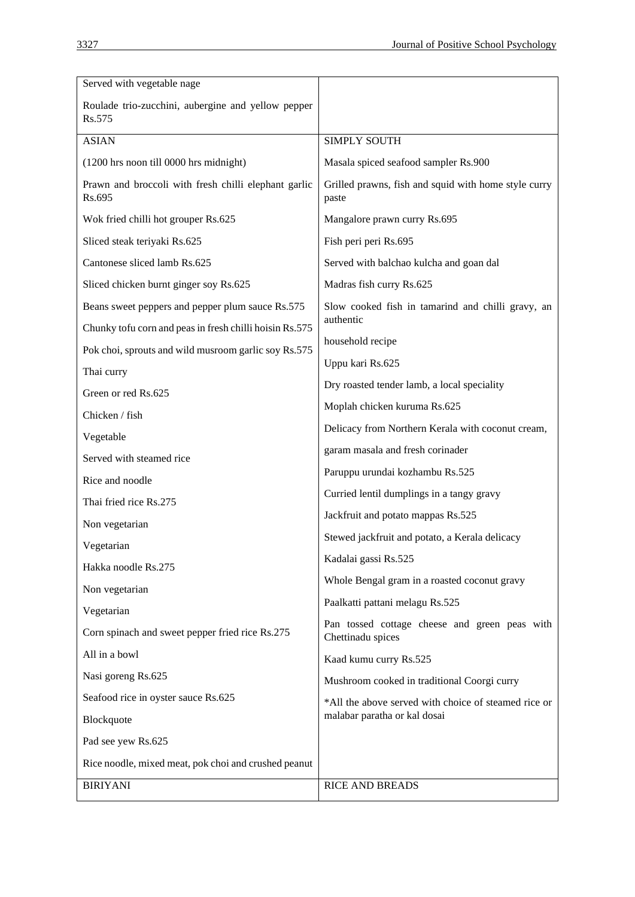| | |
|---|---|
| Served with vegetable nage<br><br>Roulade trio-zucchini, aubergine and yellow pepper Rs.575 | |
| ASIAN<br><br>(1200 hrs noon till 0000 hrs midnight)<br><br>Prawn and broccoli with fresh chilli elephant garlic Rs.695<br><br>Wok fried chilli hot grouper Rs.625<br><br>Sliced steak teriyaki Rs.625<br><br>Cantonese sliced lamb Rs.625<br><br>Sliced chicken burnt ginger soy Rs.625<br><br>Beans sweet peppers and pepper plum sauce Rs.575<br><br>Chunky tofu corn and peas in fresh chilli hoisin Rs.575<br><br>Pok choi, sprouts and wild musroom garlic soy Rs.575<br><br>Thai curry<br><br>Green or red Rs.625<br><br>Chicken / fish<br><br>Vegetable<br><br>Served with steamed rice<br><br>Rice and noodle<br><br>Thai fried rice Rs.275<br><br>Non vegetarian<br><br>Vegetarian<br><br>Hakka noodle Rs.275<br><br>Non vegetarian<br><br>Vegetarian<br><br>Corn spinach and sweet pepper fried rice Rs.275<br><br>All in a bowl<br><br>Nasi goreng Rs.625<br><br>Seafood rice in oyster sauce Rs.625<br><br>Blockquote<br><br>Pad see yew Rs.625<br><br>Rice noodle, mixed meat, pok choi and crushed peanut | SIMPLY SOUTH<br><br>Masala spiced seafood sampler Rs.900<br><br>Grilled prawns, fish and squid with home style curry paste<br><br>Mangalore prawn curry Rs.695<br><br>Fish peri peri Rs.695<br><br>Served with balchao kulcha and goan dal<br><br>Madras fish curry Rs.625<br><br>Slow cooked fish in tamarind and chilli gravy, an authentic<br><br>household recipe<br><br>Uppu kari Rs.625<br><br>Dry roasted tender lamb, a local speciality<br><br>Moplah chicken kuruma Rs.625<br><br>Delicacy from Northern Kerala with coconut cream,<br><br>garam masala and fresh corinader<br><br>Paruppu urundai kozhambu Rs.525<br><br>Curried lentil dumplings in a tangy gravy<br><br>Jackfruit and potato mappas Rs.525<br><br>Stewed jackfruit and potato, a Kerala delicacy<br><br>Kadalai gassi Rs.525<br><br>Whole Bengal gram in a roasted coconut gravy<br><br>Paalkatti pattani melagu Rs.525<br><br>Pan tossed cottage cheese and green peas with Chettinadu spices<br><br>Kaad kumu curry Rs.525<br><br>Mushroom cooked in traditional Coorgi curry<br><br>*All the above served with choice of steamed rice or malabar paratha or kal dosai |
| BIRIYANI | RICE AND BREADS |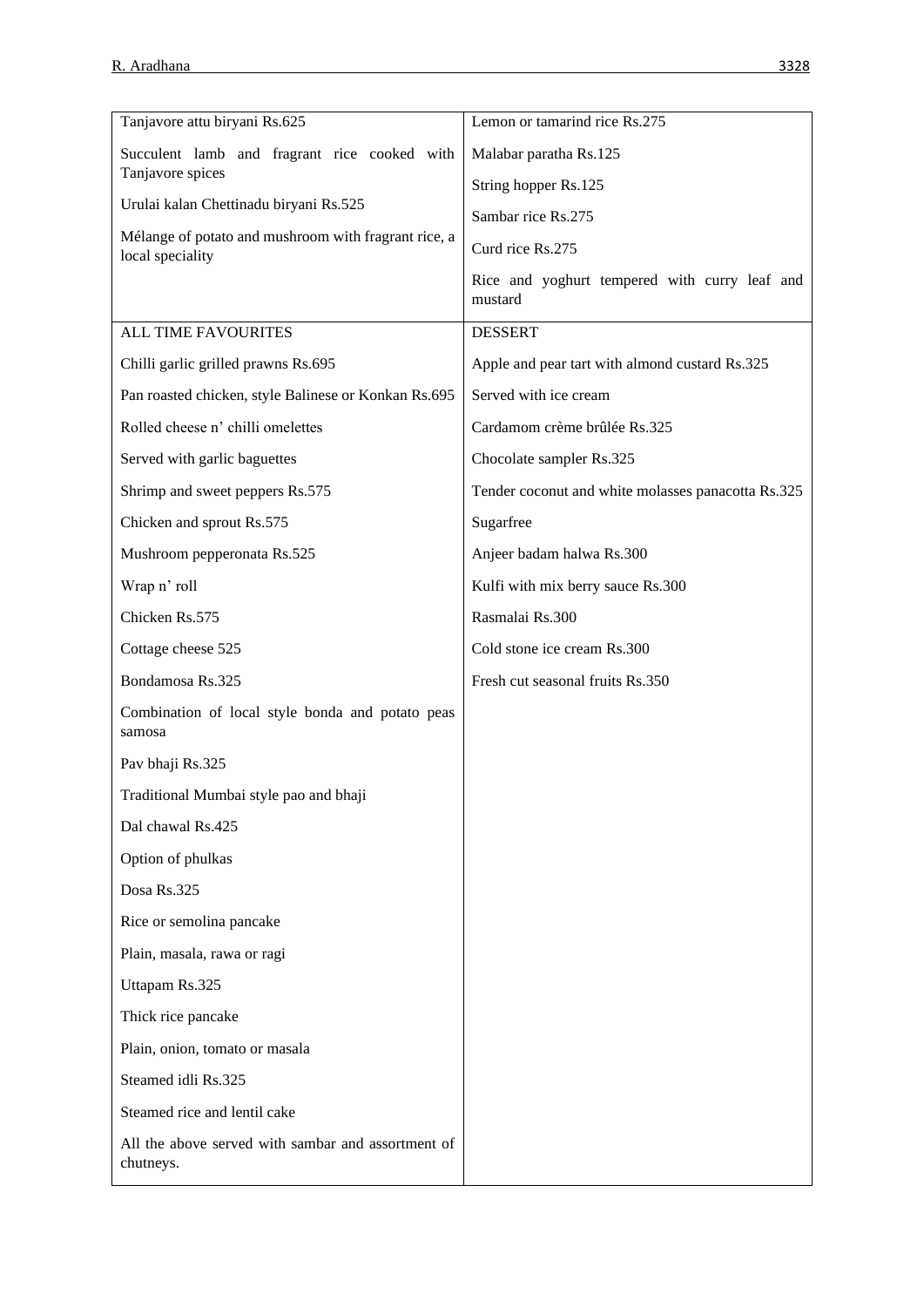| Tanjavore attu biryani Rs.625<br>Succulent lamb and fragrant rice cooked with Tanjavore spices<br>Urulai kalan Chettinadu biryani Rs.525<br>Mélange of potato and mushroom with fragrant rice, a local speciality | Lemon or tamarind rice Rs.275<br>Malabar paratha Rs.125<br>String hopper Rs.125<br>Sambar rice Rs.275<br>Curd rice Rs.275<br>Rice and yoghurt tempered with curry leaf and mustard |
|---|---|
| ALL TIME FAVOURITES<br>Chilli garlic grilled prawns Rs.695<br>Pan roasted chicken, style Balinese or Konkan Rs.695<br>Rolled cheese n' chilli omelettes<br>Served with garlic baguettes<br>Shrimp and sweet peppers Rs.575<br>Chicken and sprout Rs.575<br>Mushroom pepperonata Rs.525<br>Wrap n' roll<br>Chicken Rs.575<br>Cottage cheese 525<br>Bondamosa Rs.325<br>Combination of local style bonda and potato peas samosa<br>Pav bhaji Rs.325<br>Traditional Mumbai style pao and bhaji<br>Dal chawal Rs.425<br>Option of phulkas<br>Dosa Rs.325<br>Rice or semolina pancake<br>Plain, masala, rawa or ragi<br>Uttapam Rs.325<br>Thick rice pancake<br>Plain, onion, tomato or masala<br>Steamed idli Rs.325<br>Steamed rice and lentil cake<br>All the above served with sambar and assortment of chutneys. | DESSERT<br>Apple and pear tart with almond custard Rs.325<br>Served with ice cream<br>Cardamom crème brûlée Rs.325<br>Chocolate sampler Rs.325<br>Tender coconut and white molasses panacotta Rs.325<br>Sugarfree<br>Anjeer badam halwa Rs.300<br>Kulfi with mix berry sauce Rs.300<br>Rasmalai Rs.300<br>Cold stone ice cream Rs.300<br>Fresh cut seasonal fruits Rs.350 |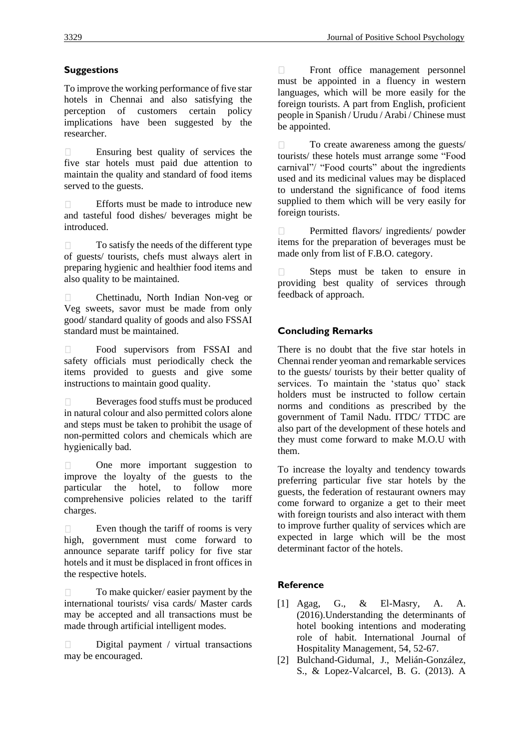## Suggestions

To improve the working performance of five star hotels in Chennai and also satisfying the perception of customers certain policy implications have been suggested by the researcher.

- Ensuring best quality of services the five star hotels must paid due attention to maintain the quality and standard of food items served to the guests.
- Efforts must be made to introduce new and tasteful food dishes/ beverages might be introduced.
- To satisfy the needs of the different type of guests/ tourists, chefs must always alert in preparing hygienic and healthier food items and also quality to be maintained.
- Chettinadu, North Indian Non-veg or Veg sweets, savor must be made from only good/ standard quality of goods and also FSSAI standard must be maintained.
- Food supervisors from FSSAI and safety officials must periodically check the items provided to guests and give some instructions to maintain good quality.
- Beverages food stuffs must be produced in natural colour and also permitted colors alone and steps must be taken to prohibit the usage of non-permitted colors and chemicals which are hygienically bad.
- One more important suggestion to improve the loyalty of the guests to the particular the hotel, to follow more comprehensive policies related to the tariff charges.
- Even though the tariff of rooms is very high, government must come forward to announce separate tariff policy for five star hotels and it must be displaced in front offices in the respective hotels.
- To make quicker/ easier payment by the international tourists/ visa cards/ Master cards may be accepted and all transactions must be made through artificial intelligent modes.
- Digital payment / virtual transactions may be encouraged.
- Front office management personnel must be appointed in a fluency in western languages, which will be more easily for the foreign tourists. A part from English, proficient people in Spanish / Urudu / Arabi / Chinese must be appointed.
- To create awareness among the guests/ tourists/ these hotels must arrange some "Food carnival"/ "Food courts" about the ingredients used and its medicinal values may be displaced to understand the significance of food items supplied to them which will be very easily for foreign tourists.
- Permitted flavors/ ingredients/ powder items for the preparation of beverages must be made only from list of F.B.O. category.
- Steps must be taken to ensure in providing best quality of services through feedback of approach.

## Concluding Remarks

There is no doubt that the five star hotels in Chennai render yeoman and remarkable services to the guests/ tourists by their better quality of services. To maintain the 'status quo' stack holders must be instructed to follow certain norms and conditions as prescribed by the government of Tamil Nadu. ITDC/ TTDC are also part of the development of these hotels and they must come forward to make M.O.U with them.

To increase the loyalty and tendency towards preferring particular five star hotels by the guests, the federation of restaurant owners may come forward to organize a get to their meet with foreign tourists and also interact with them to improve further quality of services which are expected in large which will be the most determinant factor of the hotels.

## Reference

[1] Agag, G., & El-Masry, A. A. (2016).Understanding the determinants of hotel booking intentions and moderating role of habit. International Journal of Hospitality Management, 54, 52-67.

[2] Bulchand-Gidumal, J., Melián-González, S., & Lopez-Valcarcel, B. G. (2013). A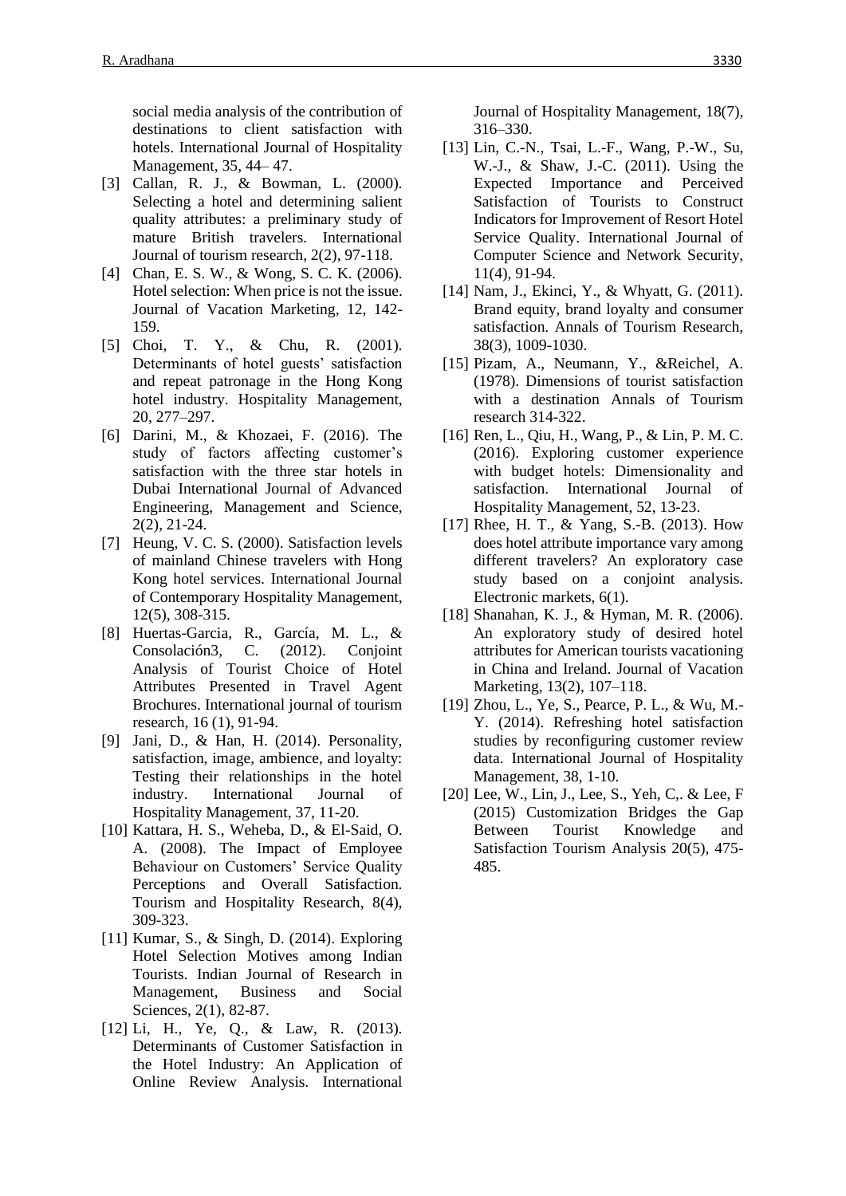social media analysis of the contribution of destinations to client satisfaction with hotels. International Journal of Hospitality Management, 35, 44– 47.

[3] Callan, R. J., & Bowman, L. (2000). Selecting a hotel and determining salient quality attributes: a preliminary study of mature British travelers. International Journal of tourism research, 2(2), 97-118.

[4] Chan, E. S. W., & Wong, S. C. K. (2006). Hotel selection: When price is not the issue. Journal of Vacation Marketing, 12, 142-159.

[5] Choi, T. Y., & Chu, R. (2001). Determinants of hotel guests' satisfaction and repeat patronage in the Hong Kong hotel industry. Hospitality Management, 20, 277–297.

[6] Darini, M., & Khozaei, F. (2016). The study of factors affecting customer's satisfaction with the three star hotels in Dubai International Journal of Advanced Engineering, Management and Science, 2(2), 21-24.

[7] Heung, V. C. S. (2000). Satisfaction levels of mainland Chinese travelers with Hong Kong hotel services. International Journal of Contemporary Hospitality Management, 12(5), 308-315.

[8] Huertas-Garcia, R., García, M. L., & Consolación3, C. (2012). Conjoint Analysis of Tourist Choice of Hotel Attributes Presented in Travel Agent Brochures. International journal of tourism research, 16 (1), 91-94.

[9] Jani, D., & Han, H. (2014). Personality, satisfaction, image, ambience, and loyalty: Testing their relationships in the hotel industry. International Journal of Hospitality Management, 37, 11-20.

[10] Kattara, H. S., Weheba, D., & El-Said, O. A. (2008). The Impact of Employee Behaviour on Customers' Service Quality Perceptions and Overall Satisfaction. Tourism and Hospitality Research, 8(4), 309-323.

[11] Kumar, S., & Singh, D. (2014). Exploring Hotel Selection Motives among Indian Tourists. Indian Journal of Research in Management, Business and Social Sciences, 2(1), 82-87.

[12] Li, H., Ye, Q., & Law, R. (2013). Determinants of Customer Satisfaction in the Hotel Industry: An Application of Online Review Analysis. International Journal of Hospitality Management, 18(7), 316–330.

[13] Lin, C.-N., Tsai, L.-F., Wang, P.-W., Su, W.-J., & Shaw, J.-C. (2011). Using the Expected Importance and Perceived Satisfaction of Tourists to Construct Indicators for Improvement of Resort Hotel Service Quality. International Journal of Computer Science and Network Security, 11(4), 91-94.

[14] Nam, J., Ekinci, Y., & Whyatt, G. (2011). Brand equity, brand loyalty and consumer satisfaction. Annals of Tourism Research, 38(3), 1009-1030.

[15] Pizam, A., Neumann, Y., &Reichel, A. (1978). Dimensions of tourist satisfaction with a destination Annals of Tourism research 314-322.

[16] Ren, L., Qiu, H., Wang, P., & Lin, P. M. C. (2016). Exploring customer experience with budget hotels: Dimensionality and satisfaction. International Journal of Hospitality Management, 52, 13-23.

[17] Rhee, H. T., & Yang, S.-B. (2013). How does hotel attribute importance vary among different travelers? An exploratory case study based on a conjoint analysis. Electronic markets, 6(1).

[18] Shanahan, K. J., & Hyman, M. R. (2006). An exploratory study of desired hotel attributes for American tourists vacationing in China and Ireland. Journal of Vacation Marketing, 13(2), 107–118.

[19] Zhou, L., Ye, S., Pearce, P. L., & Wu, M.-Y. (2014). Refreshing hotel satisfaction studies by reconfiguring customer review data. International Journal of Hospitality Management, 38, 1-10.

[20] Lee, W., Lin, J., Lee, S., Yeh, C,. & Lee, F (2015) Customization Bridges the Gap Between Tourist Knowledge and Satisfaction Tourism Analysis 20(5), 475-485.